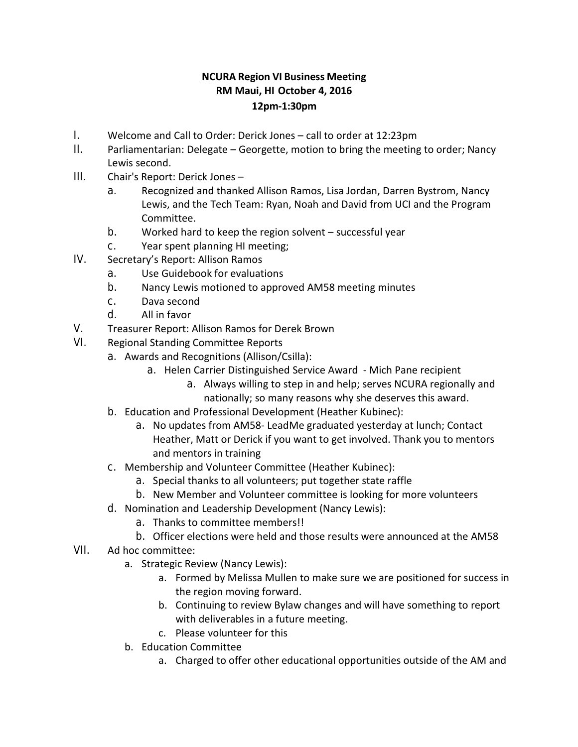**NCURA Region VI Business Meeting**
**RM Maui, HI October 4, 2016**
**12pm-1:30pm**

I. Welcome and Call to Order: Derick Jones – call to order at 12:23pm

II. Parliamentarian: Delegate – Georgette, motion to bring the meeting to order; Nancy Lewis second.

III. Chair's Report: Derick Jones –
   a. Recognized and thanked Allison Ramos, Lisa Jordan, Darren Bystrom, Nancy Lewis, and the Tech Team: Ryan, Noah and David from UCI and the Program Committee.
   b. Worked hard to keep the region solvent – successful year
   c. Year spent planning HI meeting;

IV. Secretary's Report: Allison Ramos
   a. Use Guidebook for evaluations
   b. Nancy Lewis motioned to approved AM58 meeting minutes
   c. Dava second
   d. All in favor

V. Treasurer Report: Allison Ramos for Derek Brown

VI. Regional Standing Committee Reports
   a. Awards and Recognitions (Allison/Csilla):
      a. Helen Carrier Distinguished Service Award - Mich Pane recipient
         a. Always willing to step in and help; serves NCURA regionally and nationally; so many reasons why she deserves this award.
   b. Education and Professional Development (Heather Kubinec):
      a. No updates from AM58- LeadMe graduated yesterday at lunch; Contact Heather, Matt or Derick if you want to get involved. Thank you to mentors and mentors in training
   c. Membership and Volunteer Committee (Heather Kubinec):
      a. Special thanks to all volunteers; put together state raffle
      b. New Member and Volunteer committee is looking for more volunteers
   d. Nomination and Leadership Development (Nancy Lewis):
      a. Thanks to committee members!!
      b. Officer elections were held and those results were announced at the AM58

VII. Ad hoc committee:
   a. Strategic Review (Nancy Lewis):
      a. Formed by Melissa Mullen to make sure we are positioned for success in the region moving forward.
      b. Continuing to review Bylaw changes and will have something to report with deliverables in a future meeting.
      c. Please volunteer for this
   b. Education Committee
      a. Charged to offer other educational opportunities outside of the AM and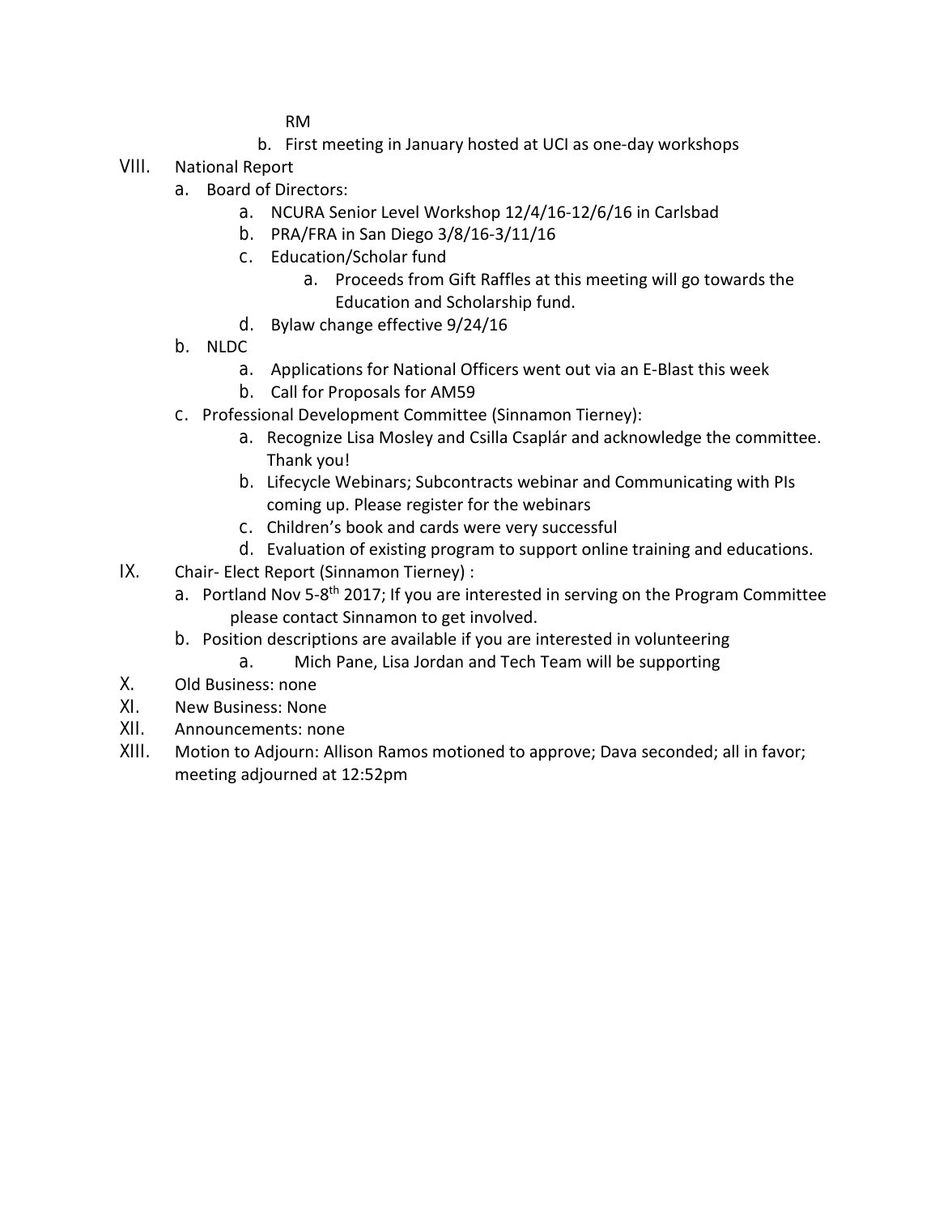RM

b. First meeting in January hosted at UCI as one-day workshops

VIII. National Report
   a. Board of Directors:
      a. NCURA Senior Level Workshop 12/4/16-12/6/16 in Carlsbad
      b. PRA/FRA in San Diego 3/8/16-3/11/16
      c. Education/Scholar fund
         a. Proceeds from Gift Raffles at this meeting will go towards the Education and Scholarship fund.
      d. Bylaw change effective 9/24/16
   b. NLDC
      a. Applications for National Officers went out via an E-Blast this week
      b. Call for Proposals for AM59
   c. Professional Development Committee (Sinnamon Tierney):
      a. Recognize Lisa Mosley and Csilla Csaplár and acknowledge the committee. Thank you!
      b. Lifecycle Webinars; Subcontracts webinar and Communicating with PIs coming up. Please register for the webinars
      c. Children's book and cards were very successful
      d. Evaluation of existing program to support online training and educations.

IX. Chair- Elect Report (Sinnamon Tierney) :
   a. Portland Nov 5-8th 2017; If you are interested in serving on the Program Committee please contact Sinnamon to get involved.
   b. Position descriptions are available if you are interested in volunteering
      a. Mich Pane, Lisa Jordan and Tech Team will be supporting

X. Old Business: none

XI. New Business: None

XII. Announcements: none

XIII. Motion to Adjourn: Allison Ramos motioned to approve; Dava seconded; all in favor; meeting adjourned at 12:52pm